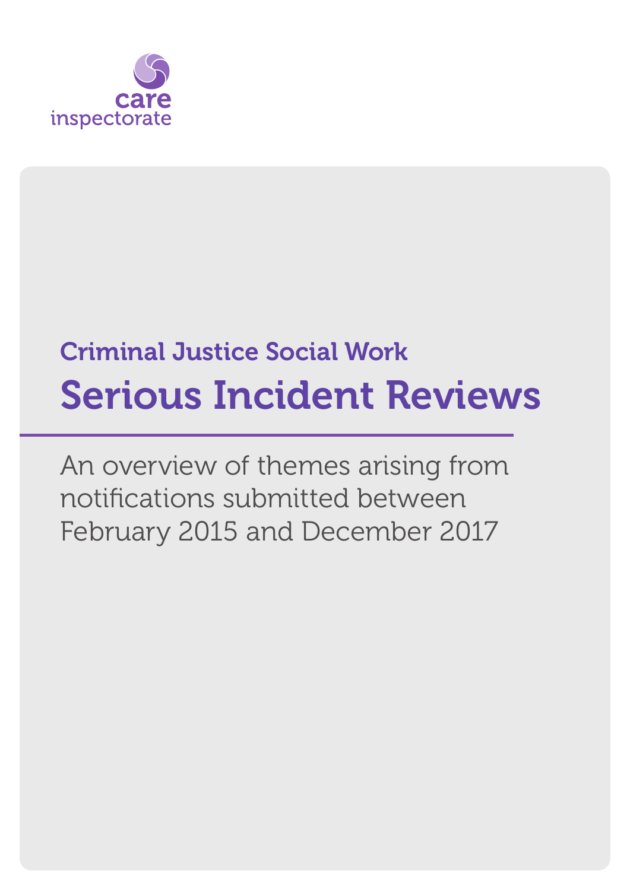care inspectorate

## Criminal Justice Social Work

# Serious Incident Reviews

An overview of themes arising from notifications submitted between February 2015 and December 2017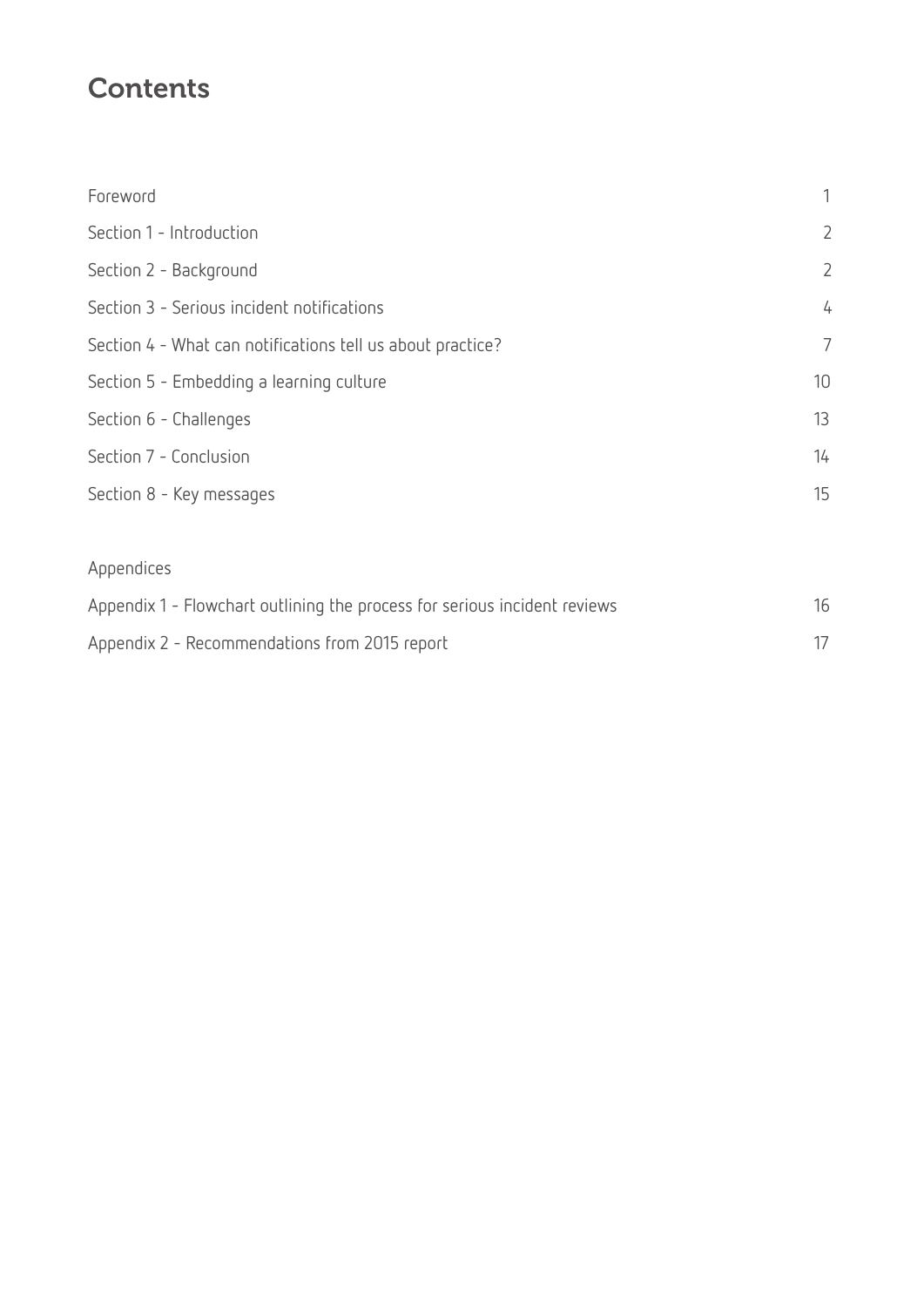# Contents

| | |
|---|---|
| Foreword | 1 |
| Section 1 - Introduction | 2 |
| Section 2 - Background | 2 |
| Section 3 - Serious incident notifications | 4 |
| Section 4 - What can notifications tell us about practice? | 7 |
| Section 5 - Embedding a learning culture | 10 |
| Section 6 - Challenges | 13 |
| Section 7 - Conclusion | 14 |
| Section 8 - Key messages | 15 |

Appendices

| | |
|---|---|
| Appendix 1 - Flowchart outlining the process for serious incident reviews | 16 |
| Appendix 2 - Recommendations from 2015 report | 17 |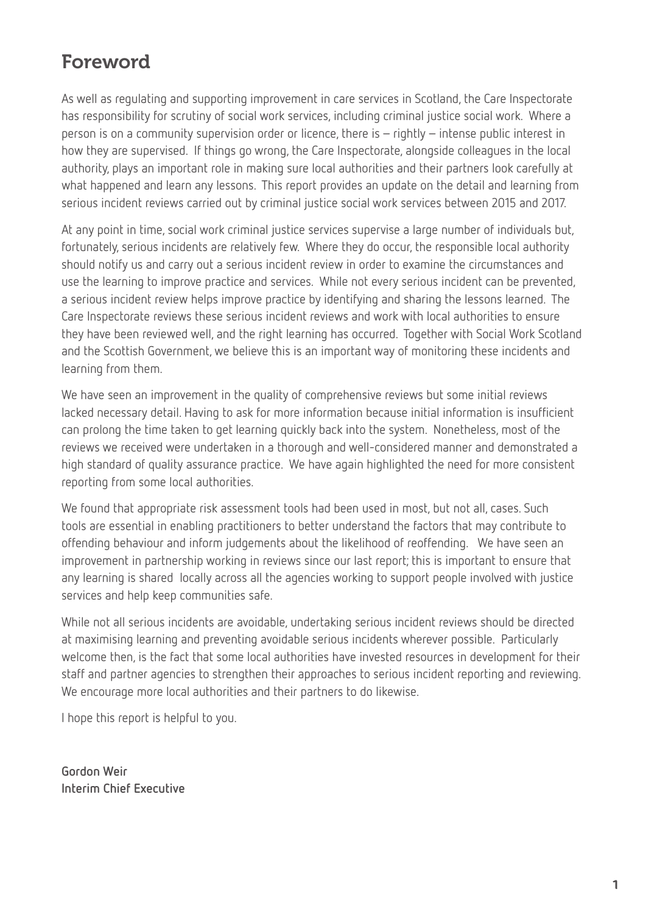# Foreword

As well as regulating and supporting improvement in care services in Scotland, the Care Inspectorate has responsibility for scrutiny of social work services, including criminal justice social work. Where a person is on a community supervision order or licence, there is – rightly – intense public interest in how they are supervised. If things go wrong, the Care Inspectorate, alongside colleagues in the local authority, plays an important role in making sure local authorities and their partners look carefully at what happened and learn any lessons. This report provides an update on the detail and learning from serious incident reviews carried out by criminal justice social work services between 2015 and 2017.

At any point in time, social work criminal justice services supervise a large number of individuals but, fortunately, serious incidents are relatively few. Where they do occur, the responsible local authority should notify us and carry out a serious incident review in order to examine the circumstances and use the learning to improve practice and services. While not every serious incident can be prevented, a serious incident review helps improve practice by identifying and sharing the lessons learned. The Care Inspectorate reviews these serious incident reviews and work with local authorities to ensure they have been reviewed well, and the right learning has occurred. Together with Social Work Scotland and the Scottish Government, we believe this is an important way of monitoring these incidents and learning from them.

We have seen an improvement in the quality of comprehensive reviews but some initial reviews lacked necessary detail. Having to ask for more information because initial information is insufficient can prolong the time taken to get learning quickly back into the system. Nonetheless, most of the reviews we received were undertaken in a thorough and well-considered manner and demonstrated a high standard of quality assurance practice. We have again highlighted the need for more consistent reporting from some local authorities.

We found that appropriate risk assessment tools had been used in most, but not all, cases. Such tools are essential in enabling practitioners to better understand the factors that may contribute to offending behaviour and inform judgements about the likelihood of reoffending. We have seen an improvement in partnership working in reviews since our last report; this is important to ensure that any learning is shared locally across all the agencies working to support people involved with justice services and help keep communities safe.

While not all serious incidents are avoidable, undertaking serious incident reviews should be directed at maximising learning and preventing avoidable serious incidents wherever possible. Particularly welcome then, is the fact that some local authorities have invested resources in development for their staff and partner agencies to strengthen their approaches to serious incident reporting and reviewing. We encourage more local authorities and their partners to do likewise.

I hope this report is helpful to you.

**Gordon Weir**
**Interim Chief Executive**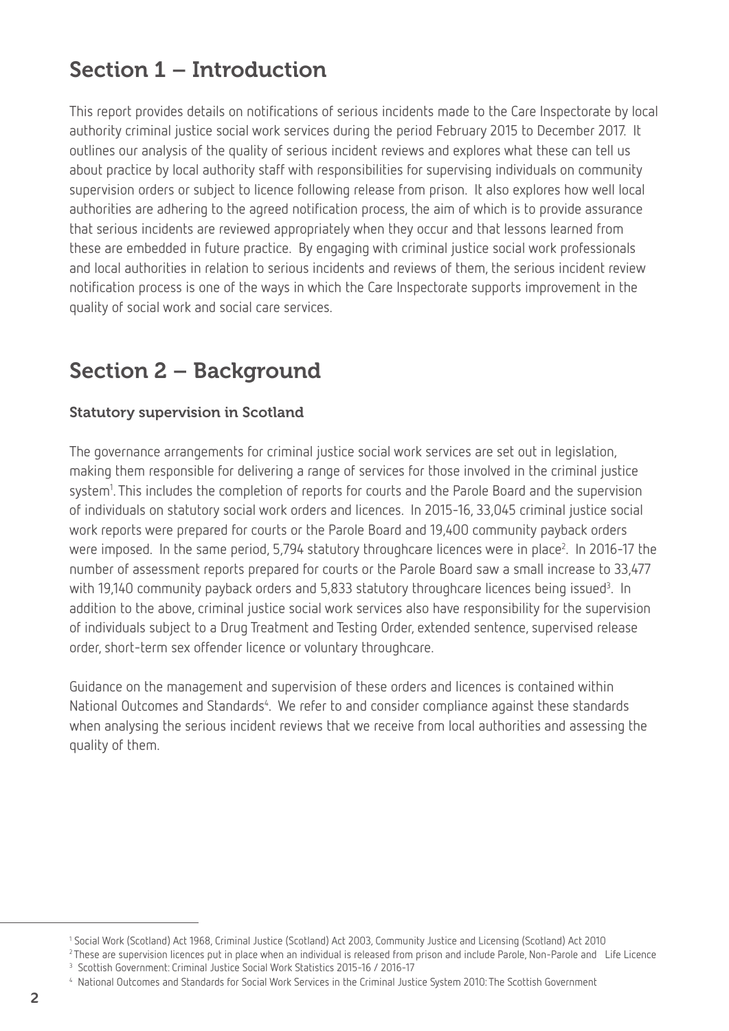# Section 1 – Introduction

This report provides details on notifications of serious incidents made to the Care Inspectorate by local authority criminal justice social work services during the period February 2015 to December 2017. It outlines our analysis of the quality of serious incident reviews and explores what these can tell us about practice by local authority staff with responsibilities for supervising individuals on community supervision orders or subject to licence following release from prison. It also explores how well local authorities are adhering to the agreed notification process, the aim of which is to provide assurance that serious incidents are reviewed appropriately when they occur and that lessons learned from these are embedded in future practice. By engaging with criminal justice social work professionals and local authorities in relation to serious incidents and reviews of them, the serious incident review notification process is one of the ways in which the Care Inspectorate supports improvement in the quality of social work and social care services.

# Section 2 – Background

### Statutory supervision in Scotland

The governance arrangements for criminal justice social work services are set out in legislation, making them responsible for delivering a range of services for those involved in the criminal justice system[1]. This includes the completion of reports for courts and the Parole Board and the supervision of individuals on statutory social work orders and licences. In 2015-16, 33,045 criminal justice social work reports were prepared for courts or the Parole Board and 19,400 community payback orders were imposed. In the same period, 5,794 statutory throughcare licences were in place[2]. In 2016-17 the number of assessment reports prepared for courts or the Parole Board saw a small increase to 33,477 with 19,140 community payback orders and 5,833 statutory throughcare licences being issued[3]. In addition to the above, criminal justice social work services also have responsibility for the supervision of individuals subject to a Drug Treatment and Testing Order, extended sentence, supervised release order, short-term sex offender licence or voluntary throughcare.

Guidance on the management and supervision of these orders and licences is contained within National Outcomes and Standards[4]. We refer to and consider compliance against these standards when analysing the serious incident reviews that we receive from local authorities and assessing the quality of them.

---

[1] Social Work (Scotland) Act 1968, Criminal Justice (Scotland) Act 2003, Community Justice and Licensing (Scotland) Act 2010

[2] These are supervision licences put in place when an individual is released from prison and include Parole, Non-Parole and Life Licence

[3] Scottish Government: Criminal Justice Social Work Statistics 2015-16 / 2016-17

[4] National Outcomes and Standards for Social Work Services in the Criminal Justice System 2010: The Scottish Government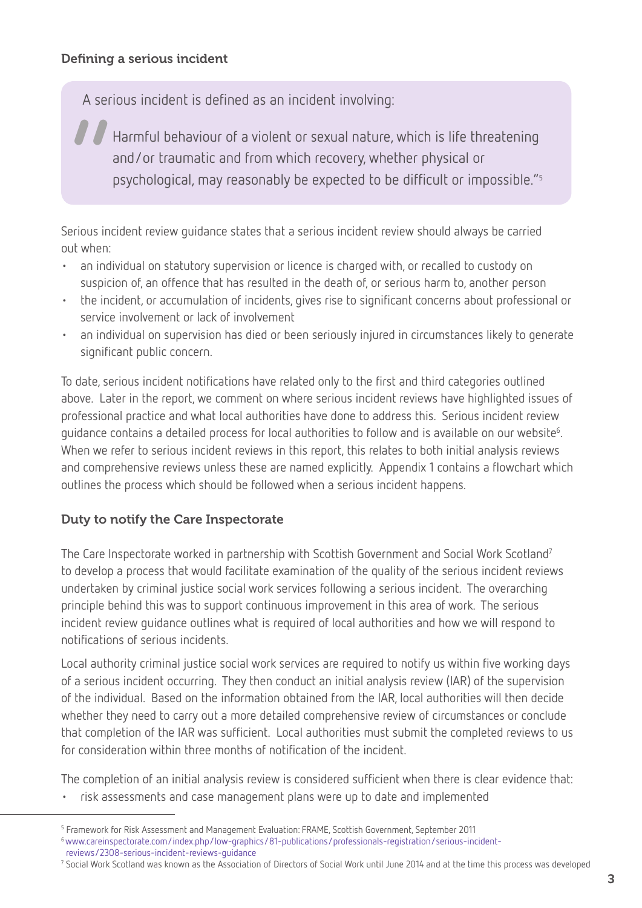### Defining a serious incident

> A serious incident is defined as an incident involving:
>
> "Harmful behaviour of a violent or sexual nature, which is life threatening and/or traumatic and from which recovery, whether physical or psychological, may reasonably be expected to be difficult or impossible."[5]

Serious incident review guidance states that a serious incident review should always be carried out when:

- an individual on statutory supervision or licence is charged with, or recalled to custody on suspicion of, an offence that has resulted in the death of, or serious harm to, another person
- the incident, or accumulation of incidents, gives rise to significant concerns about professional or service involvement or lack of involvement
- an individual on supervision has died or been seriously injured in circumstances likely to generate significant public concern.

To date, serious incident notifications have related only to the first and third categories outlined above. Later in the report, we comment on where serious incident reviews have highlighted issues of professional practice and what local authorities have done to address this. Serious incident review guidance contains a detailed process for local authorities to follow and is available on our website[6]. When we refer to serious incident reviews in this report, this relates to both initial analysis reviews and comprehensive reviews unless these are named explicitly. Appendix 1 contains a flowchart which outlines the process which should be followed when a serious incident happens.

### Duty to notify the Care Inspectorate

The Care Inspectorate worked in partnership with Scottish Government and Social Work Scotland[7] to develop a process that would facilitate examination of the quality of the serious incident reviews undertaken by criminal justice social work services following a serious incident. The overarching principle behind this was to support continuous improvement in this area of work. The serious incident review guidance outlines what is required of local authorities and how we will respond to notifications of serious incidents.

Local authority criminal justice social work services are required to notify us within five working days of a serious incident occurring. They then conduct an initial analysis review (IAR) of the supervision of the individual. Based on the information obtained from the IAR, local authorities will then decide whether they need to carry out a more detailed comprehensive review of circumstances or conclude that completion of the IAR was sufficient. Local authorities must submit the completed reviews to us for consideration within three months of notification of the incident.

The completion of an initial analysis review is considered sufficient when there is clear evidence that:

- risk assessments and case management plans were up to date and implemented

---

[5] Framework for Risk Assessment and Management Evaluation: FRAME, Scottish Government, September 2011

[6] www.careinspectorate.com/index.php/low-graphics/81-publications/professionals-registration/serious-incident-reviews/2308-serious-incident-reviews-guidance

[7] Social Work Scotland was known as the Association of Directors of Social Work until June 2014 and at the time this process was developed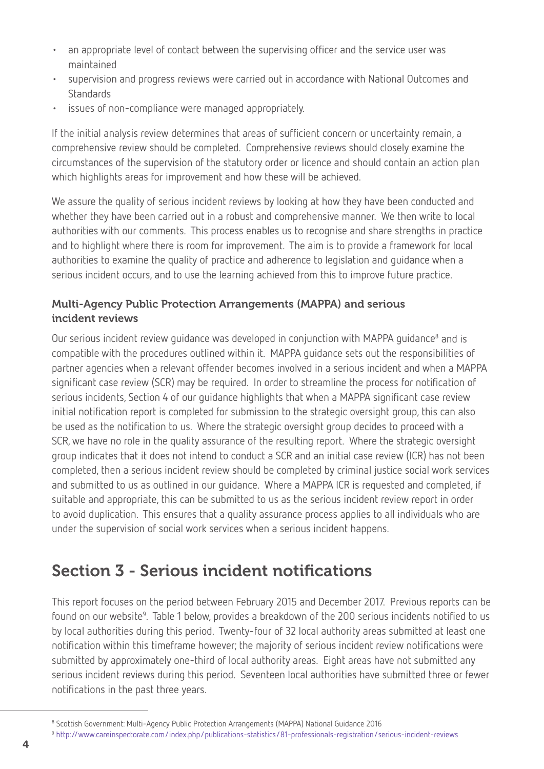- an appropriate level of contact between the supervising officer and the service user was maintained
- supervision and progress reviews were carried out in accordance with National Outcomes and Standards
- issues of non-compliance were managed appropriately.

If the initial analysis review determines that areas of sufficient concern or uncertainty remain, a comprehensive review should be completed. Comprehensive reviews should closely examine the circumstances of the supervision of the statutory order or licence and should contain an action plan which highlights areas for improvement and how these will be achieved.

We assure the quality of serious incident reviews by looking at how they have been conducted and whether they have been carried out in a robust and comprehensive manner. We then write to local authorities with our comments. This process enables us to recognise and share strengths in practice and to highlight where there is room for improvement. The aim is to provide a framework for local authorities to examine the quality of practice and adherence to legislation and guidance when a serious incident occurs, and to use the learning achieved from this to improve future practice.

### Multi-Agency Public Protection Arrangements (MAPPA) and serious incident reviews

Our serious incident review guidance was developed in conjunction with MAPPA guidance[8] and is compatible with the procedures outlined within it. MAPPA guidance sets out the responsibilities of partner agencies when a relevant offender becomes involved in a serious incident and when a MAPPA significant case review (SCR) may be required. In order to streamline the process for notification of serious incidents, Section 4 of our guidance highlights that when a MAPPA significant case review initial notification report is completed for submission to the strategic oversight group, this can also be used as the notification to us. Where the strategic oversight group decides to proceed with a SCR, we have no role in the quality assurance of the resulting report. Where the strategic oversight group indicates that it does not intend to conduct a SCR and an initial case review (ICR) has not been completed, then a serious incident review should be completed by criminal justice social work services and submitted to us as outlined in our guidance. Where a MAPPA ICR is requested and completed, if suitable and appropriate, this can be submitted to us as the serious incident review report in order to avoid duplication. This ensures that a quality assurance process applies to all individuals who are under the supervision of social work services when a serious incident happens.

## Section 3 - Serious incident notifications

This report focuses on the period between February 2015 and December 2017. Previous reports can be found on our website[9]. Table 1 below, provides a breakdown of the 200 serious incidents notified to us by local authorities during this period. Twenty-four of 32 local authority areas submitted at least one notification within this timeframe however; the majority of serious incident review notifications were submitted by approximately one-third of local authority areas. Eight areas have not submitted any serious incident reviews during this period. Seventeen local authorities have submitted three or fewer notifications in the past three years.

---

[8] Scottish Government: Multi-Agency Public Protection Arrangements (MAPPA) National Guidance 2016

[9] http://www.careinspectorate.com/index.php/publications-statistics/81-professionals-registration/serious-incident-reviews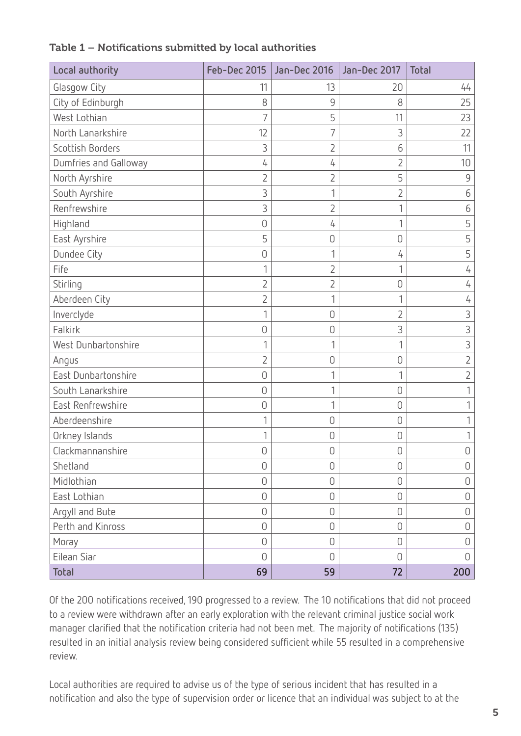**Table 1 – Notifications submitted by local authorities**

| Local authority | Feb-Dec 2015 | Jan-Dec 2016 | Jan-Dec 2017 | Total |
|---|---|---|---|---|
| Glasgow City | 11 | 13 | 20 | 44 |
| City of Edinburgh | 8 | 9 | 8 | 25 |
| West Lothian | 7 | 5 | 11 | 23 |
| North Lanarkshire | 12 | 7 | 3 | 22 |
| Scottish Borders | 3 | 2 | 6 | 11 |
| Dumfries and Galloway | 4 | 4 | 2 | 10 |
| North Ayrshire | 2 | 2 | 5 | 9 |
| South Ayrshire | 3 | 1 | 2 | 6 |
| Renfrewshire | 3 | 2 | 1 | 6 |
| Highland | 0 | 4 | 1 | 5 |
| East Ayrshire | 5 | 0 | 0 | 5 |
| Dundee City | 0 | 1 | 4 | 5 |
| Fife | 1 | 2 | 1 | 4 |
| Stirling | 2 | 2 | 0 | 4 |
| Aberdeen City | 2 | 1 | 1 | 4 |
| Inverclyde | 1 | 0 | 2 | 3 |
| Falkirk | 0 | 0 | 3 | 3 |
| West Dunbartonshire | 1 | 1 | 1 | 3 |
| Angus | 2 | 0 | 0 | 2 |
| East Dunbartonshire | 0 | 1 | 1 | 2 |
| South Lanarkshire | 0 | 1 | 0 | 1 |
| East Renfrewshire | 0 | 1 | 0 | 1 |
| Aberdeenshire | 1 | 0 | 0 | 1 |
| Orkney Islands | 1 | 0 | 0 | 1 |
| Clackmannanshire | 0 | 0 | 0 | 0 |
| Shetland | 0 | 0 | 0 | 0 |
| Midlothian | 0 | 0 | 0 | 0 |
| East Lothian | 0 | 0 | 0 | 0 |
| Argyll and Bute | 0 | 0 | 0 | 0 |
| Perth and Kinross | 0 | 0 | 0 | 0 |
| Moray | 0 | 0 | 0 | 0 |
| Eilean Siar | 0 | 0 | 0 | 0 |
| **Total** | **69** | **59** | **72** | **200** |

Of the 200 notifications received, 190 progressed to a review. The 10 notifications that did not proceed to a review were withdrawn after an early exploration with the relevant criminal justice social work manager clarified that the notification criteria had not been met. The majority of notifications (135) resulted in an initial analysis review being considered sufficient while 55 resulted in a comprehensive review.

Local authorities are required to advise us of the type of serious incident that has resulted in a notification and also the type of supervision order or licence that an individual was subject to at the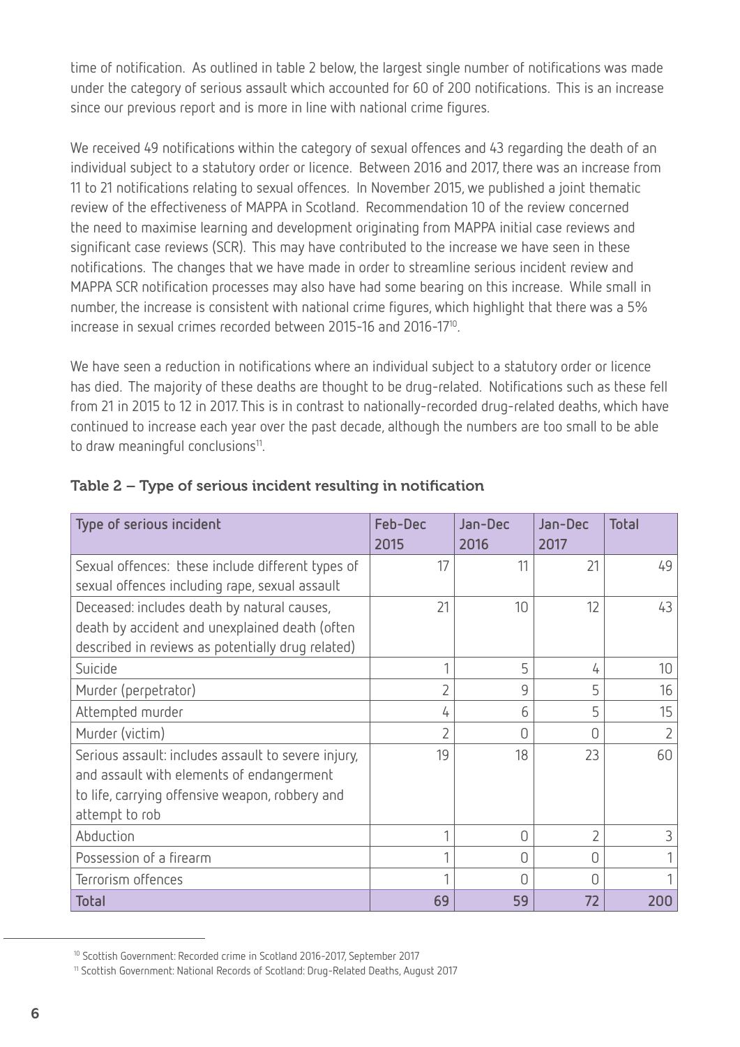time of notification. As outlined in table 2 below, the largest single number of notifications was made under the category of serious assault which accounted for 60 of 200 notifications. This is an increase since our previous report and is more in line with national crime figures.

We received 49 notifications within the category of sexual offences and 43 regarding the death of an individual subject to a statutory order or licence. Between 2016 and 2017, there was an increase from 11 to 21 notifications relating to sexual offences. In November 2015, we published a joint thematic review of the effectiveness of MAPPA in Scotland. Recommendation 10 of the review concerned the need to maximise learning and development originating from MAPPA initial case reviews and significant case reviews (SCR). This may have contributed to the increase we have seen in these notifications. The changes that we have made in order to streamline serious incident review and MAPPA SCR notification processes may also have had some bearing on this increase. While small in number, the increase is consistent with national crime figures, which highlight that there was a 5% increase in sexual crimes recorded between 2015-16 and 2016-17[10].

We have seen a reduction in notifications where an individual subject to a statutory order or licence has died. The majority of these deaths are thought to be drug-related. Notifications such as these fell from 21 in 2015 to 12 in 2017. This is in contrast to nationally-recorded drug-related deaths, which have continued to increase each year over the past decade, although the numbers are too small to be able to draw meaningful conclusions[11].

### Table 2 – Type of serious incident resulting in notification

| Type of serious incident | Feb-Dec 2015 | Jan-Dec 2016 | Jan-Dec 2017 | Total |
|---|---|---|---|---|
| Sexual offences: these include different types of sexual offences including rape, sexual assault | 17 | 11 | 21 | 49 |
| Deceased: includes death by natural causes, death by accident and unexplained death (often described in reviews as potentially drug related) | 21 | 10 | 12 | 43 |
| Suicide | 1 | 5 | 4 | 10 |
| Murder (perpetrator) | 2 | 9 | 5 | 16 |
| Attempted murder | 4 | 6 | 5 | 15 |
| Murder (victim) | 2 | 0 | 0 | 2 |
| Serious assault: includes assault to severe injury, and assault with elements of endangerment to life, carrying offensive weapon, robbery and attempt to rob | 19 | 18 | 23 | 60 |
| Abduction | 1 | 0 | 2 | 3 |
| Possession of a firearm | 1 | 0 | 0 | 1 |
| Terrorism offences | 1 | 0 | 0 | 1 |
| **Total** | **69** | **59** | **72** | **200** |

[10] Scottish Government: Recorded crime in Scotland 2016-2017, September 2017

[11] Scottish Government: National Records of Scotland: Drug-Related Deaths, August 2017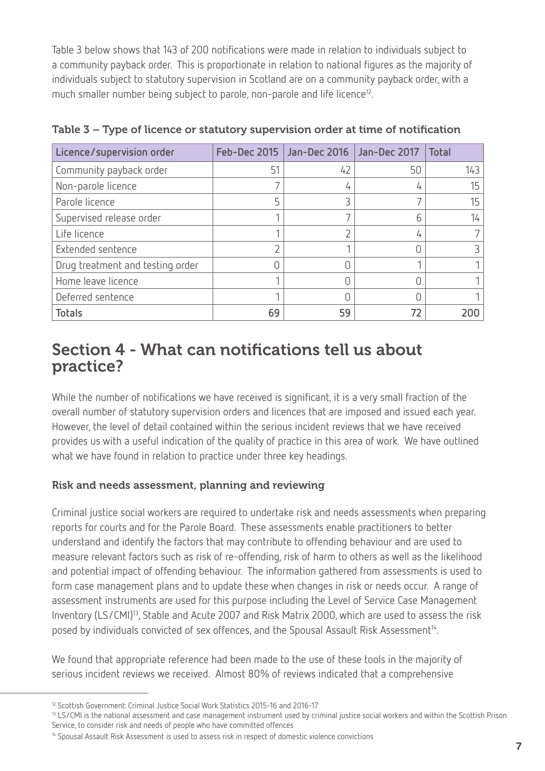Table 3 below shows that 143 of 200 notifications were made in relation to individuals subject to a community payback order. This is proportionate in relation to national figures as the majority of individuals subject to statutory supervision in Scotland are on a community payback order, with a much smaller number being subject to parole, non-parole and life licence[12].

**Table 3 – Type of licence or statutory supervision order at time of notification**

| Licence/supervision order | Feb-Dec 2015 | Jan-Dec 2016 | Jan-Dec 2017 | Total |
|---|---|---|---|---|
| Community payback order | 51 | 42 | 50 | 143 |
| Non-parole licence | 7 | 4 | 4 | 15 |
| Parole licence | 5 | 3 | 7 | 15 |
| Supervised release order | 1 | 7 | 6 | 14 |
| Life licence | 1 | 2 | 4 | 7 |
| Extended sentence | 2 | 1 | 0 | 3 |
| Drug treatment and testing order | 0 | 0 | 1 | 1 |
| Home leave licence | 1 | 0 | 0 | 1 |
| Deferred sentence | 1 | 0 | 0 | 1 |
| **Totals** | **69** | **59** | **72** | **200** |

## Section 4 - What can notifications tell us about practice?

While the number of notifications we have received is significant, it is a very small fraction of the overall number of statutory supervision orders and licences that are imposed and issued each year. However, the level of detail contained within the serious incident reviews that we have received provides us with a useful indication of the quality of practice in this area of work. We have outlined what we have found in relation to practice under three key headings.

### Risk and needs assessment, planning and reviewing

Criminal justice social workers are required to undertake risk and needs assessments when preparing reports for courts and for the Parole Board. These assessments enable practitioners to better understand and identify the factors that may contribute to offending behaviour and are used to measure relevant factors such as risk of re-offending, risk of harm to others as well as the likelihood and potential impact of offending behaviour. The information gathered from assessments is used to form case management plans and to update these when changes in risk or needs occur. A range of assessment instruments are used for this purpose including the Level of Service Case Management Inventory (LS/CMI)[13], Stable and Acute 2007 and Risk Matrix 2000, which are used to assess the risk posed by individuals convicted of sex offences, and the Spousal Assault Risk Assessment[14].

We found that appropriate reference had been made to the use of these tools in the majority of serious incident reviews we received. Almost 80% of reviews indicated that a comprehensive

[12] Scottish Government: Criminal Justice Social Work Statistics 2015-16 and 2016-17

[13] LS/CMI is the national assessment and case management instrument used by criminal justice social workers and within the Scottish Prison Service, to consider risk and needs of people who have committed offences

[14] Spousal Assault Risk Assessment is used to assess risk in respect of domestic violence convictions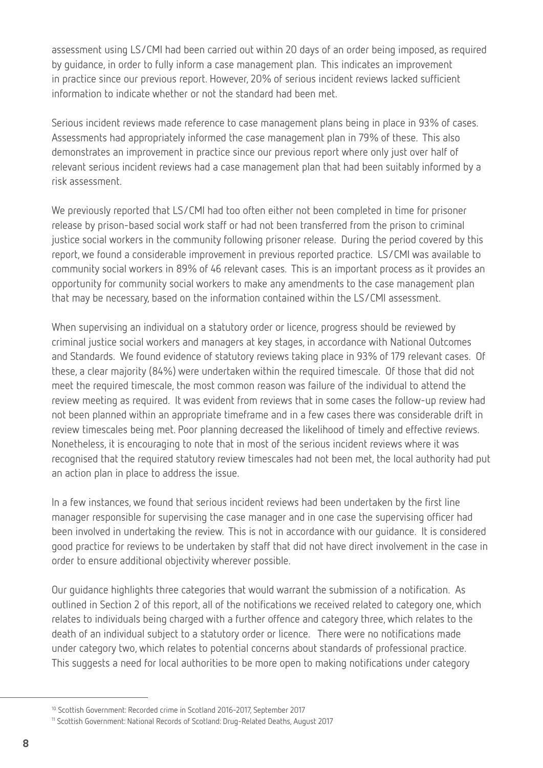assessment using LS/CMI had been carried out within 20 days of an order being imposed, as required by guidance, in order to fully inform a case management plan. This indicates an improvement in practice since our previous report. However, 20% of serious incident reviews lacked sufficient information to indicate whether or not the standard had been met.

Serious incident reviews made reference to case management plans being in place in 93% of cases. Assessments had appropriately informed the case management plan in 79% of these. This also demonstrates an improvement in practice since our previous report where only just over half of relevant serious incident reviews had a case management plan that had been suitably informed by a risk assessment.

We previously reported that LS/CMI had too often either not been completed in time for prisoner release by prison-based social work staff or had not been transferred from the prison to criminal justice social workers in the community following prisoner release. During the period covered by this report, we found a considerable improvement in previous reported practice. LS/CMI was available to community social workers in 89% of 46 relevant cases. This is an important process as it provides an opportunity for community social workers to make any amendments to the case management plan that may be necessary, based on the information contained within the LS/CMI assessment.

When supervising an individual on a statutory order or licence, progress should be reviewed by criminal justice social workers and managers at key stages, in accordance with National Outcomes and Standards. We found evidence of statutory reviews taking place in 93% of 179 relevant cases. Of these, a clear majority (84%) were undertaken within the required timescale. Of those that did not meet the required timescale, the most common reason was failure of the individual to attend the review meeting as required. It was evident from reviews that in some cases the follow-up review had not been planned within an appropriate timeframe and in a few cases there was considerable drift in review timescales being met. Poor planning decreased the likelihood of timely and effective reviews. Nonetheless, it is encouraging to note that in most of the serious incident reviews where it was recognised that the required statutory review timescales had not been met, the local authority had put an action plan in place to address the issue.

In a few instances, we found that serious incident reviews had been undertaken by the first line manager responsible for supervising the case manager and in one case the supervising officer had been involved in undertaking the review. This is not in accordance with our guidance. It is considered good practice for reviews to be undertaken by staff that did not have direct involvement in the case in order to ensure additional objectivity wherever possible.

Our guidance highlights three categories that would warrant the submission of a notification. As outlined in Section 2 of this report, all of the notifications we received related to category one, which relates to individuals being charged with a further offence and category three, which relates to the death of an individual subject to a statutory order or licence. There were no notifications made under category two, which relates to potential concerns about standards of professional practice. This suggests a need for local authorities to be more open to making notifications under category

---

[10] Scottish Government: Recorded crime in Scotland 2016-2017, September 2017

[11] Scottish Government: National Records of Scotland: Drug-Related Deaths, August 2017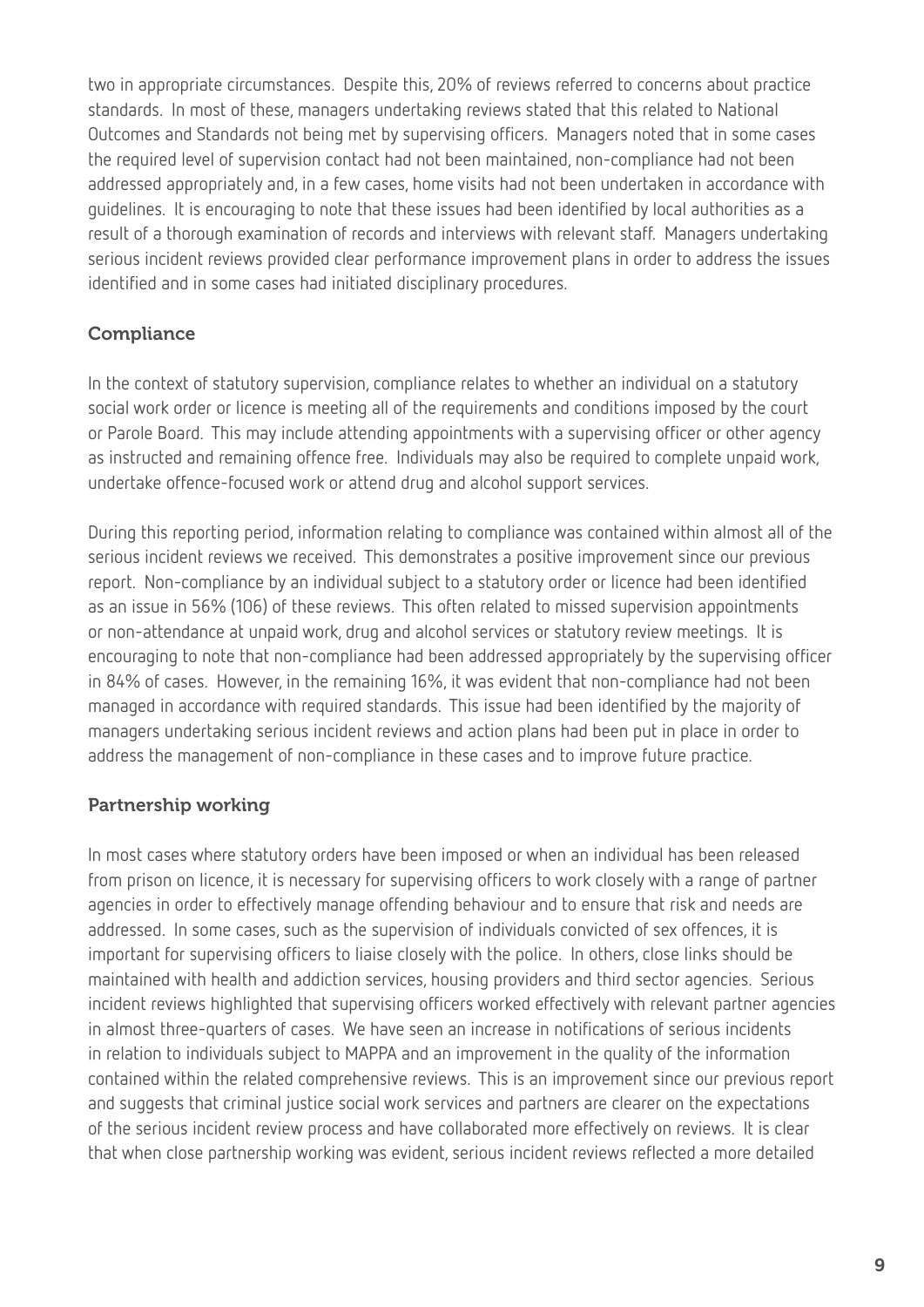two in appropriate circumstances. Despite this, 20% of reviews referred to concerns about practice standards. In most of these, managers undertaking reviews stated that this related to National Outcomes and Standards not being met by supervising officers. Managers noted that in some cases the required level of supervision contact had not been maintained, non-compliance had not been addressed appropriately and, in a few cases, home visits had not been undertaken in accordance with guidelines. It is encouraging to note that these issues had been identified by local authorities as a result of a thorough examination of records and interviews with relevant staff. Managers undertaking serious incident reviews provided clear performance improvement plans in order to address the issues identified and in some cases had initiated disciplinary procedures.

### Compliance

In the context of statutory supervision, compliance relates to whether an individual on a statutory social work order or licence is meeting all of the requirements and conditions imposed by the court or Parole Board. This may include attending appointments with a supervising officer or other agency as instructed and remaining offence free. Individuals may also be required to complete unpaid work, undertake offence-focused work or attend drug and alcohol support services.

During this reporting period, information relating to compliance was contained within almost all of the serious incident reviews we received. This demonstrates a positive improvement since our previous report. Non-compliance by an individual subject to a statutory order or licence had been identified as an issue in 56% (106) of these reviews. This often related to missed supervision appointments or non-attendance at unpaid work, drug and alcohol services or statutory review meetings. It is encouraging to note that non-compliance had been addressed appropriately by the supervising officer in 84% of cases. However, in the remaining 16%, it was evident that non-compliance had not been managed in accordance with required standards. This issue had been identified by the majority of managers undertaking serious incident reviews and action plans had been put in place in order to address the management of non-compliance in these cases and to improve future practice.

### Partnership working

In most cases where statutory orders have been imposed or when an individual has been released from prison on licence, it is necessary for supervising officers to work closely with a range of partner agencies in order to effectively manage offending behaviour and to ensure that risk and needs are addressed. In some cases, such as the supervision of individuals convicted of sex offences, it is important for supervising officers to liaise closely with the police. In others, close links should be maintained with health and addiction services, housing providers and third sector agencies. Serious incident reviews highlighted that supervising officers worked effectively with relevant partner agencies in almost three-quarters of cases. We have seen an increase in notifications of serious incidents in relation to individuals subject to MAPPA and an improvement in the quality of the information contained within the related comprehensive reviews. This is an improvement since our previous report and suggests that criminal justice social work services and partners are clearer on the expectations of the serious incident review process and have collaborated more effectively on reviews. It is clear that when close partnership working was evident, serious incident reviews reflected a more detailed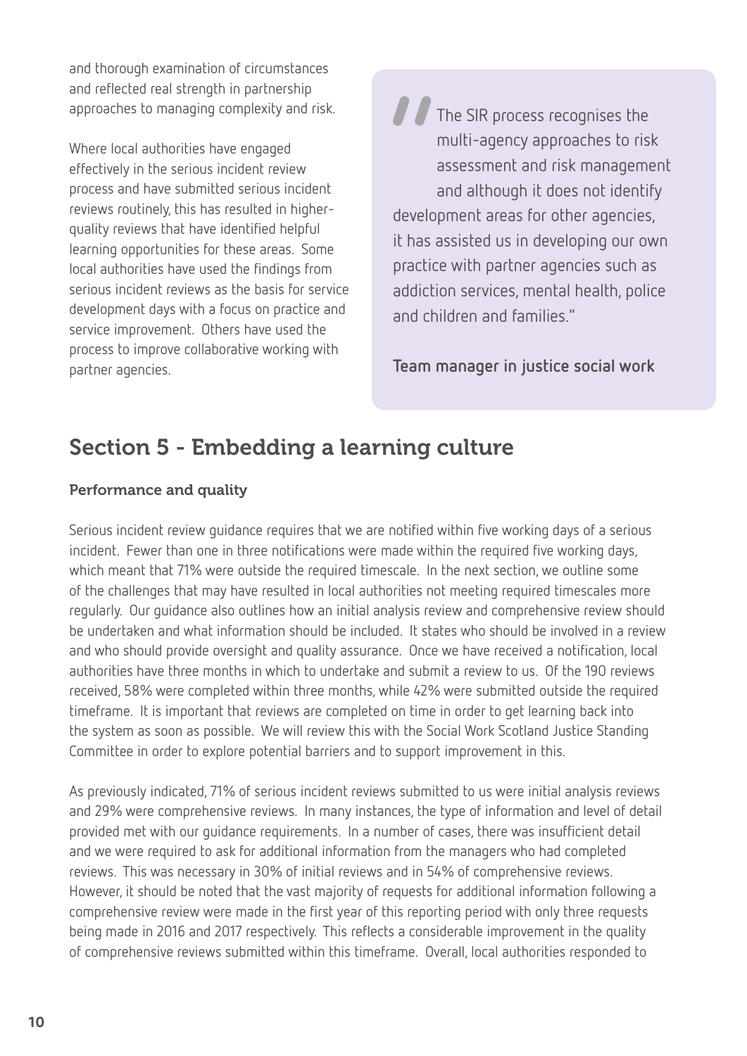and thorough examination of circumstances and reflected real strength in partnership approaches to managing complexity and risk.

Where local authorities have engaged effectively in the serious incident review process and have submitted serious incident reviews routinely, this has resulted in higher-quality reviews that have identified helpful learning opportunities for these areas. Some local authorities have used the findings from serious incident reviews as the basis for service development days with a focus on practice and service improvement. Others have used the process to improve collaborative working with partner agencies.

> "The SIR process recognises the multi-agency approaches to risk assessment and risk management and although it does not identify development areas for other agencies, it has assisted us in developing our own practice with partner agencies such as addiction services, mental health, police and children and families."
>
> **Team manager in justice social work**

## Section 5 - Embedding a learning culture

### Performance and quality

Serious incident review guidance requires that we are notified within five working days of a serious incident. Fewer than one in three notifications were made within the required five working days, which meant that 71% were outside the required timescale. In the next section, we outline some of the challenges that may have resulted in local authorities not meeting required timescales more regularly. Our guidance also outlines how an initial analysis review and comprehensive review should be undertaken and what information should be included. It states who should be involved in a review and who should provide oversight and quality assurance. Once we have received a notification, local authorities have three months in which to undertake and submit a review to us. Of the 190 reviews received, 58% were completed within three months, while 42% were submitted outside the required timeframe. It is important that reviews are completed on time in order to get learning back into the system as soon as possible. We will review this with the Social Work Scotland Justice Standing Committee in order to explore potential barriers and to support improvement in this.

As previously indicated, 71% of serious incident reviews submitted to us were initial analysis reviews and 29% were comprehensive reviews. In many instances, the type of information and level of detail provided met with our guidance requirements. In a number of cases, there was insufficient detail and we were required to ask for additional information from the managers who had completed reviews. This was necessary in 30% of initial reviews and in 54% of comprehensive reviews. However, it should be noted that the vast majority of requests for additional information following a comprehensive review were made in the first year of this reporting period with only three requests being made in 2016 and 2017 respectively. This reflects a considerable improvement in the quality of comprehensive reviews submitted within this timeframe. Overall, local authorities responded to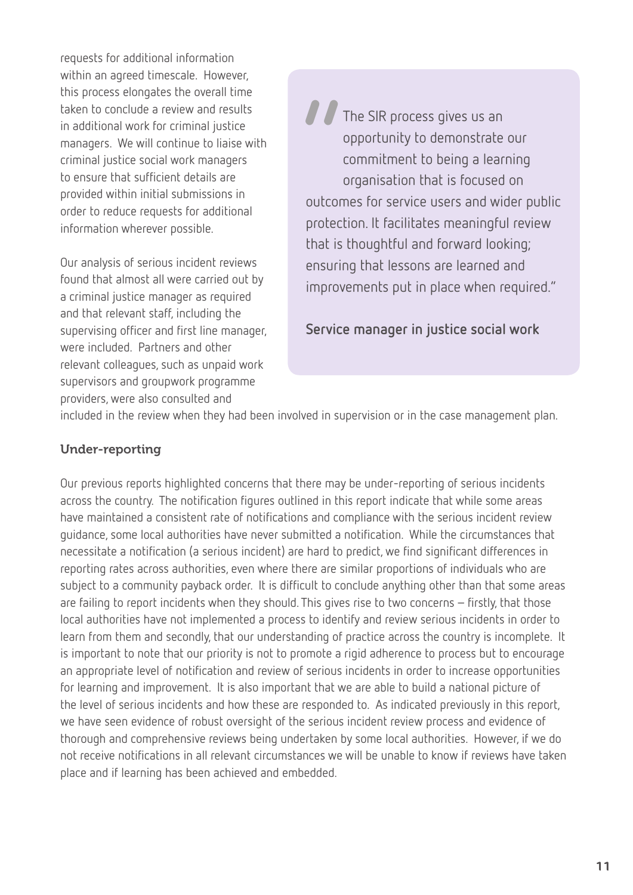requests for additional information within an agreed timescale. However, this process elongates the overall time taken to conclude a review and results in additional work for criminal justice managers. We will continue to liaise with criminal justice social work managers to ensure that sufficient details are provided within initial submissions in order to reduce requests for additional information wherever possible.

Our analysis of serious incident reviews found that almost all were carried out by a criminal justice manager as required and that relevant staff, including the supervising officer and first line manager, were included. Partners and other relevant colleagues, such as unpaid work supervisors and groupwork programme providers, were also consulted and included in the review when they had been involved in supervision or in the case management plan.

> "The SIR process gives us an opportunity to demonstrate our commitment to being a learning organisation that is focused on outcomes for service users and wider public protection. It facilitates meaningful review that is thoughtful and forward looking; ensuring that lessons are learned and improvements put in place when required."
>
> **Service manager in justice social work**

### Under-reporting

Our previous reports highlighted concerns that there may be under-reporting of serious incidents across the country. The notification figures outlined in this report indicate that while some areas have maintained a consistent rate of notifications and compliance with the serious incident review guidance, some local authorities have never submitted a notification. While the circumstances that necessitate a notification (a serious incident) are hard to predict, we find significant differences in reporting rates across authorities, even where there are similar proportions of individuals who are subject to a community payback order. It is difficult to conclude anything other than that some areas are failing to report incidents when they should. This gives rise to two concerns – firstly, that those local authorities have not implemented a process to identify and review serious incidents in order to learn from them and secondly, that our understanding of practice across the country is incomplete. It is important to note that our priority is not to promote a rigid adherence to process but to encourage an appropriate level of notification and review of serious incidents in order to increase opportunities for learning and improvement. It is also important that we are able to build a national picture of the level of serious incidents and how these are responded to. As indicated previously in this report, we have seen evidence of robust oversight of the serious incident review process and evidence of thorough and comprehensive reviews being undertaken by some local authorities. However, if we do not receive notifications in all relevant circumstances we will be unable to know if reviews have taken place and if learning has been achieved and embedded.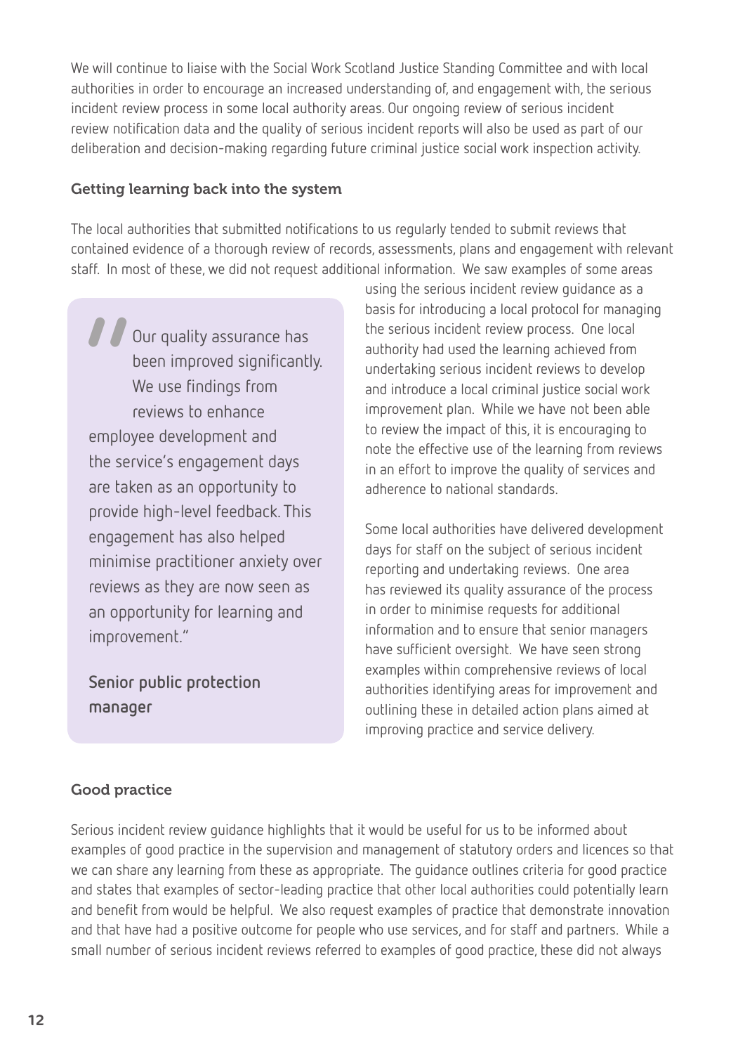We will continue to liaise with the Social Work Scotland Justice Standing Committee and with local authorities in order to encourage an increased understanding of, and engagement with, the serious incident review process in some local authority areas. Our ongoing review of serious incident review notification data and the quality of serious incident reports will also be used as part of our deliberation and decision-making regarding future criminal justice social work inspection activity.

### Getting learning back into the system

The local authorities that submitted notifications to us regularly tended to submit reviews that contained evidence of a thorough review of records, assessments, plans and engagement with relevant staff. In most of these, we did not request additional information. We saw examples of some areas using the serious incident review guidance as a basis for introducing a local protocol for managing the serious incident review process. One local authority had used the learning achieved from undertaking serious incident reviews to develop and introduce a local criminal justice social work improvement plan. While we have not been able to review the impact of this, it is encouraging to note the effective use of the learning from reviews in an effort to improve the quality of services and adherence to national standards.

> "Our quality assurance has been improved significantly. We use findings from reviews to enhance employee development and the service's engagement days are taken as an opportunity to provide high-level feedback. This engagement has also helped minimise practitioner anxiety over reviews as they are now seen as an opportunity for learning and improvement."
>
> **Senior public protection manager**

Some local authorities have delivered development days for staff on the subject of serious incident reporting and undertaking reviews. One area has reviewed its quality assurance of the process in order to minimise requests for additional information and to ensure that senior managers have sufficient oversight. We have seen strong examples within comprehensive reviews of local authorities identifying areas for improvement and outlining these in detailed action plans aimed at improving practice and service delivery.

### Good practice

Serious incident review guidance highlights that it would be useful for us to be informed about examples of good practice in the supervision and management of statutory orders and licences so that we can share any learning from these as appropriate. The guidance outlines criteria for good practice and states that examples of sector-leading practice that other local authorities could potentially learn and benefit from would be helpful. We also request examples of practice that demonstrate innovation and that have had a positive outcome for people who use services, and for staff and partners. While a small number of serious incident reviews referred to examples of good practice, these did not always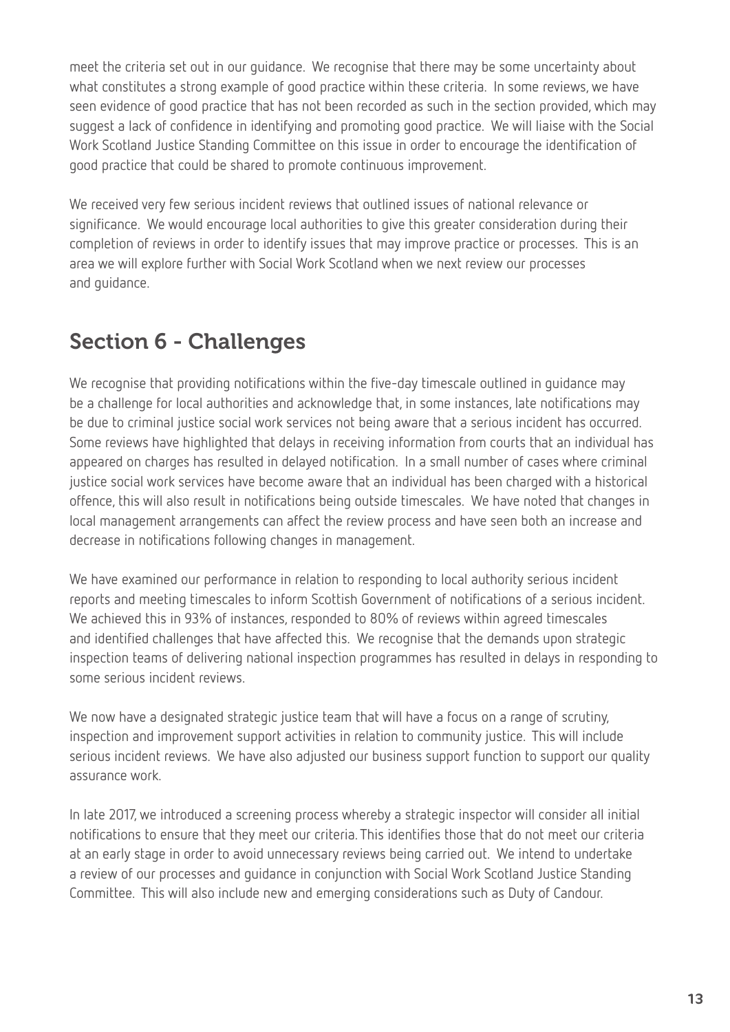meet the criteria set out in our guidance. We recognise that there may be some uncertainty about what constitutes a strong example of good practice within these criteria. In some reviews, we have seen evidence of good practice that has not been recorded as such in the section provided, which may suggest a lack of confidence in identifying and promoting good practice. We will liaise with the Social Work Scotland Justice Standing Committee on this issue in order to encourage the identification of good practice that could be shared to promote continuous improvement.

We received very few serious incident reviews that outlined issues of national relevance or significance. We would encourage local authorities to give this greater consideration during their completion of reviews in order to identify issues that may improve practice or processes. This is an area we will explore further with Social Work Scotland when we next review our processes and guidance.

## Section 6 - Challenges

We recognise that providing notifications within the five-day timescale outlined in guidance may be a challenge for local authorities and acknowledge that, in some instances, late notifications may be due to criminal justice social work services not being aware that a serious incident has occurred. Some reviews have highlighted that delays in receiving information from courts that an individual has appeared on charges has resulted in delayed notification. In a small number of cases where criminal justice social work services have become aware that an individual has been charged with a historical offence, this will also result in notifications being outside timescales. We have noted that changes in local management arrangements can affect the review process and have seen both an increase and decrease in notifications following changes in management.

We have examined our performance in relation to responding to local authority serious incident reports and meeting timescales to inform Scottish Government of notifications of a serious incident. We achieved this in 93% of instances, responded to 80% of reviews within agreed timescales and identified challenges that have affected this. We recognise that the demands upon strategic inspection teams of delivering national inspection programmes has resulted in delays in responding to some serious incident reviews.

We now have a designated strategic justice team that will have a focus on a range of scrutiny, inspection and improvement support activities in relation to community justice. This will include serious incident reviews. We have also adjusted our business support function to support our quality assurance work.

In late 2017, we introduced a screening process whereby a strategic inspector will consider all initial notifications to ensure that they meet our criteria. This identifies those that do not meet our criteria at an early stage in order to avoid unnecessary reviews being carried out. We intend to undertake a review of our processes and guidance in conjunction with Social Work Scotland Justice Standing Committee. This will also include new and emerging considerations such as Duty of Candour.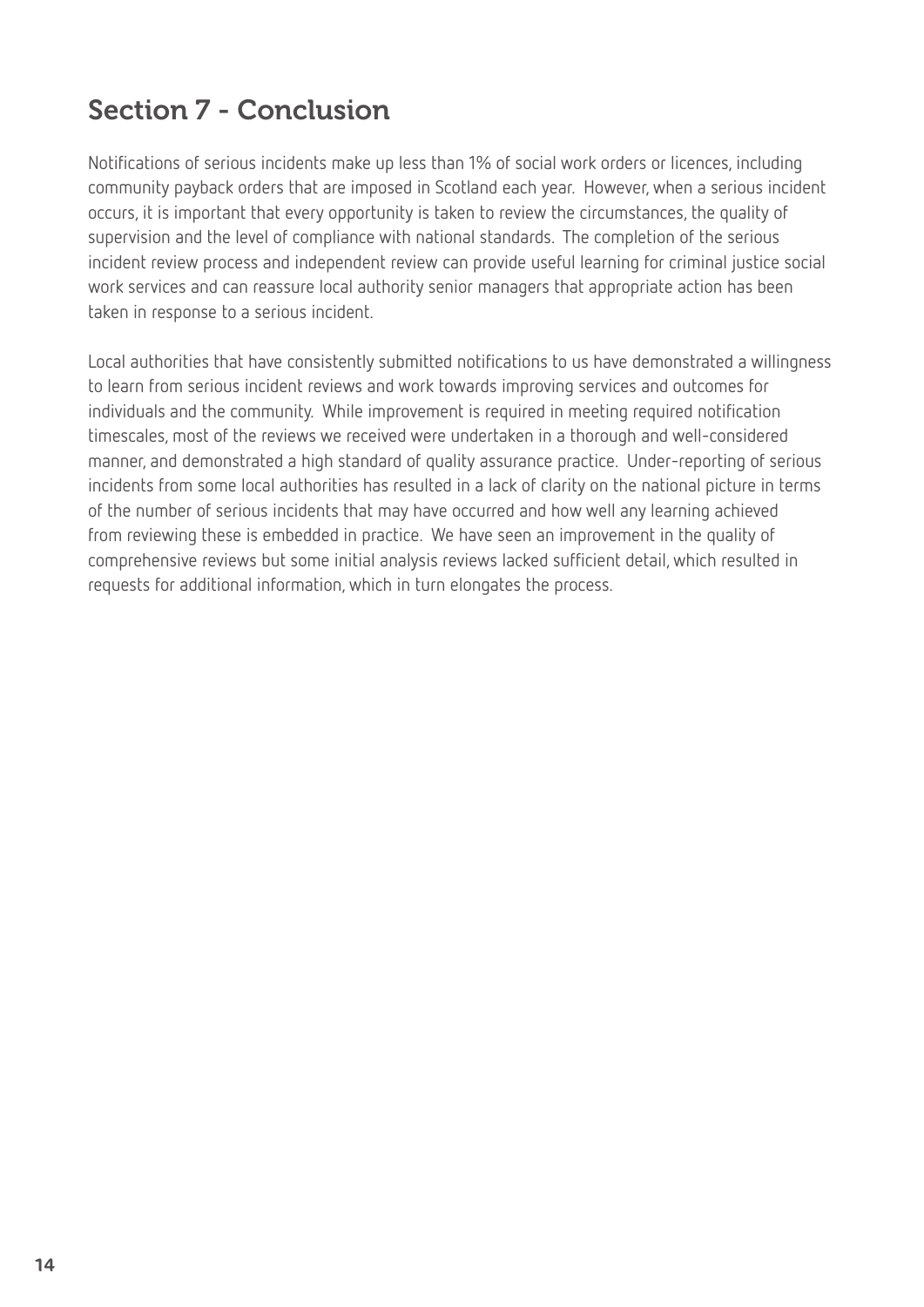## Section 7 - Conclusion

Notifications of serious incidents make up less than 1% of social work orders or licences, including community payback orders that are imposed in Scotland each year. However, when a serious incident occurs, it is important that every opportunity is taken to review the circumstances, the quality of supervision and the level of compliance with national standards. The completion of the serious incident review process and independent review can provide useful learning for criminal justice social work services and can reassure local authority senior managers that appropriate action has been taken in response to a serious incident.

Local authorities that have consistently submitted notifications to us have demonstrated a willingness to learn from serious incident reviews and work towards improving services and outcomes for individuals and the community. While improvement is required in meeting required notification timescales, most of the reviews we received were undertaken in a thorough and well-considered manner, and demonstrated a high standard of quality assurance practice. Under-reporting of serious incidents from some local authorities has resulted in a lack of clarity on the national picture in terms of the number of serious incidents that may have occurred and how well any learning achieved from reviewing these is embedded in practice. We have seen an improvement in the quality of comprehensive reviews but some initial analysis reviews lacked sufficient detail, which resulted in requests for additional information, which in turn elongates the process.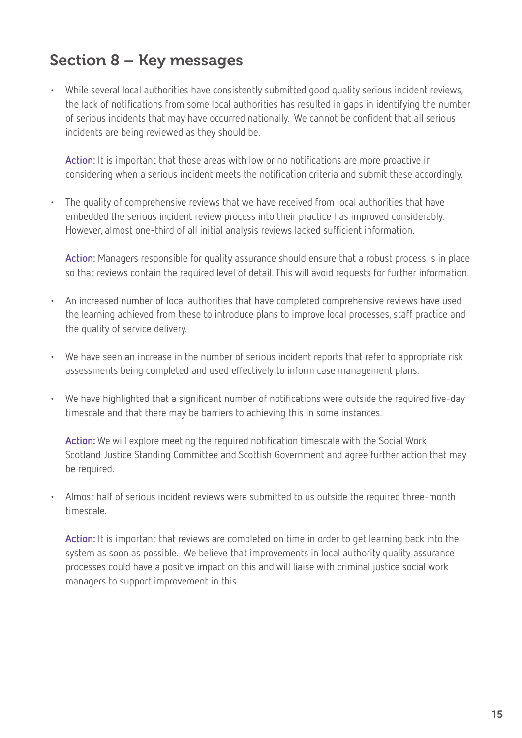## Section 8 – Key messages

- While several local authorities have consistently submitted good quality serious incident reviews, the lack of notifications from some local authorities has resulted in gaps in identifying the number of serious incidents that may have occurred nationally. We cannot be confident that all serious incidents are being reviewed as they should be.

  **Action:** It is important that those areas with low or no notifications are more proactive in considering when a serious incident meets the notification criteria and submit these accordingly.

- The quality of comprehensive reviews that we have received from local authorities that have embedded the serious incident review process into their practice has improved considerably. However, almost one-third of all initial analysis reviews lacked sufficient information.

  **Action:** Managers responsible for quality assurance should ensure that a robust process is in place so that reviews contain the required level of detail. This will avoid requests for further information.

- An increased number of local authorities that have completed comprehensive reviews have used the learning achieved from these to introduce plans to improve local processes, staff practice and the quality of service delivery.

- We have seen an increase in the number of serious incident reports that refer to appropriate risk assessments being completed and used effectively to inform case management plans.

- We have highlighted that a significant number of notifications were outside the required five-day timescale and that there may be barriers to achieving this in some instances.

  **Action:** We will explore meeting the required notification timescale with the Social Work Scotland Justice Standing Committee and Scottish Government and agree further action that may be required.

- Almost half of serious incident reviews were submitted to us outside the required three-month timescale.

  **Action:** It is important that reviews are completed on time in order to get learning back into the system as soon as possible. We believe that improvements in local authority quality assurance processes could have a positive impact on this and will liaise with criminal justice social work managers to support improvement in this.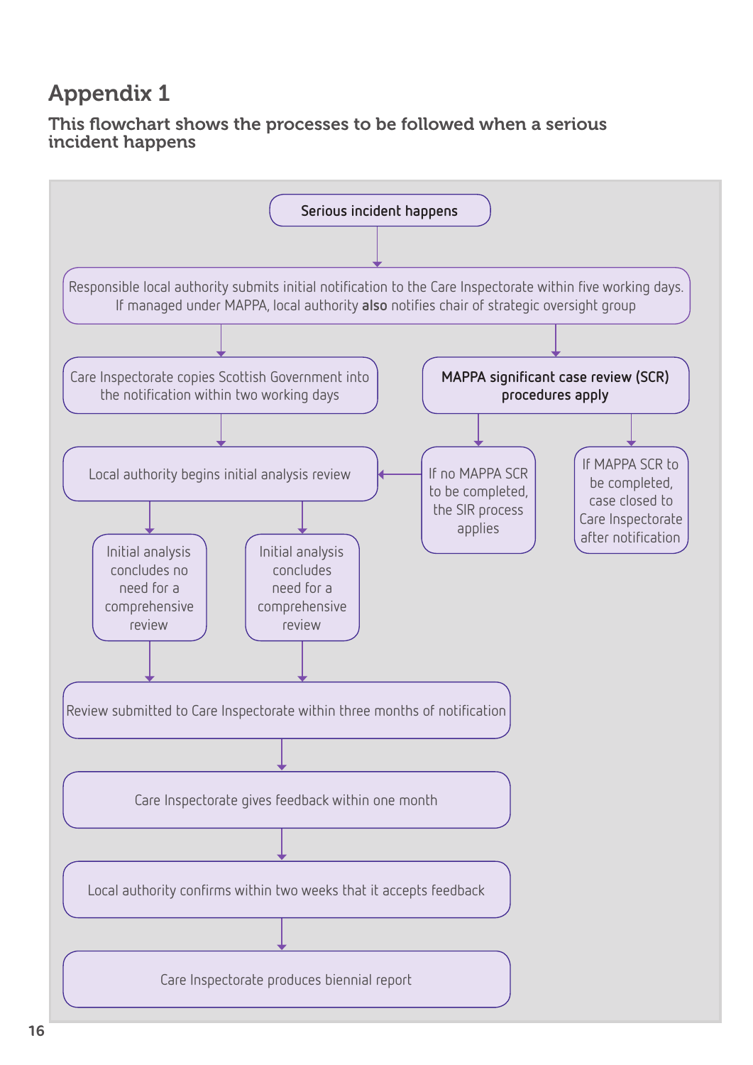# Appendix 1

## This flowchart shows the processes to be followed when a serious incident happens

Serious incident happens

Responsible local authority submits initial notification to the Care Inspectorate within five working days. If managed under MAPPA, local authority **also** notifies chair of strategic oversight group

Care Inspectorate copies Scottish Government into the notification within two working days

MAPPA significant case review (SCR) procedures apply

Local authority begins initial analysis review

If no MAPPA SCR to be completed, the SIR process applies

If MAPPA SCR to be completed, case closed to Care Inspectorate after notification

Initial analysis concludes no need for a comprehensive review

Initial analysis concludes need for a comprehensive review

Review submitted to Care Inspectorate within three months of notification

Care Inspectorate gives feedback within one month

Local authority confirms within two weeks that it accepts feedback

Care Inspectorate produces biennial report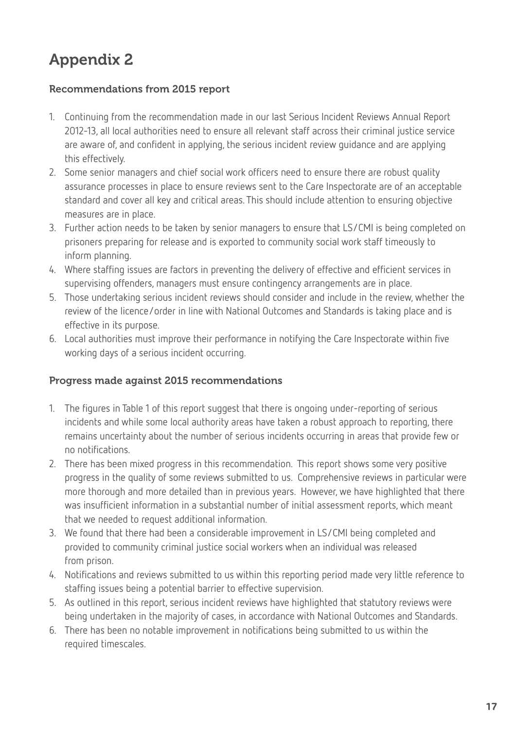# Appendix 2

### Recommendations from 2015 report

1. Continuing from the recommendation made in our last Serious Incident Reviews Annual Report 2012-13, all local authorities need to ensure all relevant staff across their criminal justice service are aware of, and confident in applying, the serious incident review guidance and are applying this effectively.
2. Some senior managers and chief social work officers need to ensure there are robust quality assurance processes in place to ensure reviews sent to the Care Inspectorate are of an acceptable standard and cover all key and critical areas. This should include attention to ensuring objective measures are in place.
3. Further action needs to be taken by senior managers to ensure that LS/CMI is being completed on prisoners preparing for release and is exported to community social work staff timeously to inform planning.
4. Where staffing issues are factors in preventing the delivery of effective and efficient services in supervising offenders, managers must ensure contingency arrangements are in place.
5. Those undertaking serious incident reviews should consider and include in the review, whether the review of the licence/order in line with National Outcomes and Standards is taking place and is effective in its purpose.
6. Local authorities must improve their performance in notifying the Care Inspectorate within five working days of a serious incident occurring.

### Progress made against 2015 recommendations

1. The figures in Table 1 of this report suggest that there is ongoing under-reporting of serious incidents and while some local authority areas have taken a robust approach to reporting, there remains uncertainty about the number of serious incidents occurring in areas that provide few or no notifications.
2. There has been mixed progress in this recommendation. This report shows some very positive progress in the quality of some reviews submitted to us. Comprehensive reviews in particular were more thorough and more detailed than in previous years. However, we have highlighted that there was insufficient information in a substantial number of initial assessment reports, which meant that we needed to request additional information.
3. We found that there had been a considerable improvement in LS/CMI being completed and provided to community criminal justice social workers when an individual was released from prison.
4. Notifications and reviews submitted to us within this reporting period made very little reference to staffing issues being a potential barrier to effective supervision.
5. As outlined in this report, serious incident reviews have highlighted that statutory reviews were being undertaken in the majority of cases, in accordance with National Outcomes and Standards.
6. There has been no notable improvement in notifications being submitted to us within the required timescales.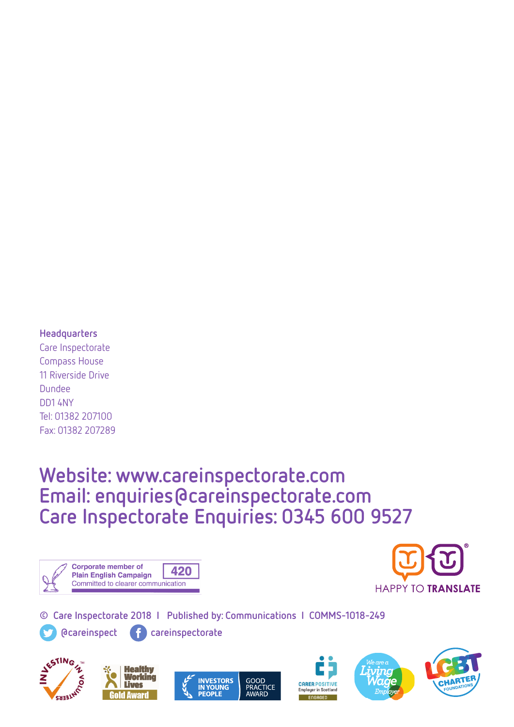**Headquarters**
Care Inspectorate
Compass House
11 Riverside Drive
Dundee
DD1 4NY
Tel: 01382 207100
Fax: 01382 207289

## Website: www.careinspectorate.com
## Email: enquiries@careinspectorate.com
## Care Inspectorate Enquiries: 0345 600 9527

Corporate member of Plain English Campaign 420
Committed to clearer communication

HAPPY TO **TRANSLATE**

© Care Inspectorate 2018 I Published by: Communications I COMMS-1018-249

@careinspect careinspectorate